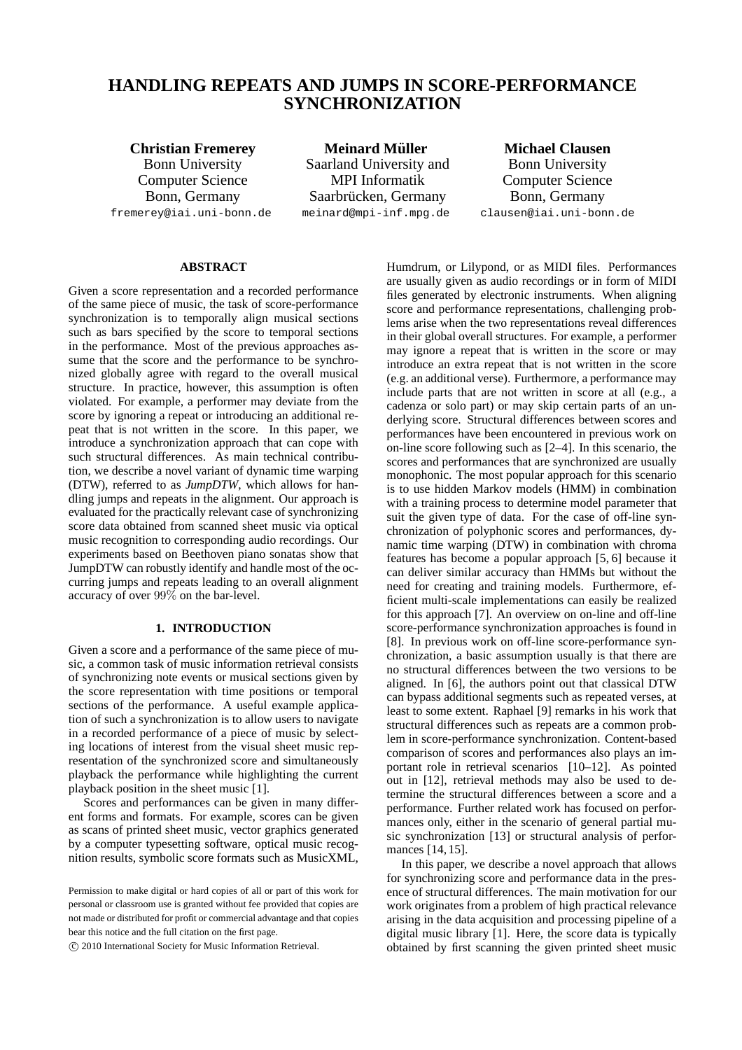# HANDLING REPEATS AND JUMPS IN SCORE-PERFORMANCE SYNCHRONIZATION

**Christian Fremerey**
Bonn University
Computer Science
Bonn, Germany
fremerey@iai.uni-bonn.de

**Meinard Müller**
Saarland University and
MPI Informatik
Saarbrücken, Germany
meinard@mpi-inf.mpg.de

**Michael Clausen**
Bonn University
Computer Science
Bonn, Germany
clausen@iai.uni-bonn.de

## ABSTRACT

Given a score representation and a recorded performance of the same piece of music, the task of score-performance synchronization is to temporally align musical sections such as bars specified by the score to temporal sections in the performance. Most of the previous approaches assume that the score and the performance to be synchronized globally agree with regard to the overall musical structure. In practice, however, this assumption is often violated. For example, a performer may deviate from the score by ignoring a repeat or introducing an additional repeat that is not written in the score. In this paper, we introduce a synchronization approach that can cope with such structural differences. As main technical contribution, we describe a novel variant of dynamic time warping (DTW), referred to as *JumpDTW*, which allows for handling jumps and repeats in the alignment. Our approach is evaluated for the practically relevant case of synchronizing score data obtained from scanned sheet music via optical music recognition to corresponding audio recordings. Our experiments based on Beethoven piano sonatas show that JumpDTW can robustly identify and handle most of the occurring jumps and repeats leading to an overall alignment accuracy of over $99\%$ on the bar-level.

## 1. INTRODUCTION

Given a score and a performance of the same piece of music, a common task of music information retrieval consists of synchronizing note events or musical sections given by the score representation with time positions or temporal sections of the performance. A useful example application of such a synchronization is to allow users to navigate in a recorded performance of a piece of music by selecting locations of interest from the visual sheet music representation of the synchronized score and simultaneously playback the performance while highlighting the current playback position in the sheet music [1].

Scores and performances can be given in many different forms and formats. For example, scores can be given as scans of printed sheet music, vector graphics generated by a computer typesetting software, optical music recognition results, symbolic score formats such as MusicXML, Humdrum, or Lilypond, or as MIDI files. Performances are usually given as audio recordings or in form of MIDI files generated by electronic instruments. When aligning score and performance representations, challenging problems arise when the two representations reveal differences in their global overall structures. For example, a performer may ignore a repeat that is written in the score or may introduce an extra repeat that is not written in the score (e.g. an additional verse). Furthermore, a performance may include parts that are not written in score at all (e.g., a cadenza or solo part) or may skip certain parts of an underlying score. Structural differences between scores and performances have been encountered in previous work on on-line score following such as [2–4]. In this scenario, the scores and performances that are synchronized are usually monophonic. The most popular approach for this scenario is to use hidden Markov models (HMM) in combination with a training process to determine model parameter that suit the given type of data. For the case of off-line synchronization of polyphonic scores and performances, dynamic time warping (DTW) in combination with chroma features has become a popular approach [5, 6] because it can deliver similar accuracy than HMMs but without the need for creating and training models. Furthermore, efficient multi-scale implementations can easily be realized for this approach [7]. An overview on on-line and off-line score-performance synchronization approaches is found in [8]. In previous work on off-line score-performance synchronization, a basic assumption usually is that there are no structural differences between the two versions to be aligned. In [6], the authors point out that classical DTW can bypass additional segments such as repeated verses, at least to some extent. Raphael [9] remarks in his work that structural differences such as repeats are a common problem in score-performance synchronization. Content-based comparison of scores and performances also plays an important role in retrieval scenarios [10–12]. As pointed out in [12], retrieval methods may also be used to determine the structural differences between a score and a performance. Further related work has focused on performances only, either in the scenario of general partial music synchronization [13] or structural analysis of performances [14, 15].

In this paper, we describe a novel approach that allows for synchronizing score and performance data in the presence of structural differences. The main motivation for our work originates from a problem of high practical relevance arising in the data acquisition and processing pipeline of a digital music library [1]. Here, the score data is typically obtained by first scanning the given printed sheet music

Permission to make digital or hard copies of all or part of this work for personal or classroom use is granted without fee provided that copies are not made or distributed for profit or commercial advantage and that copies bear this notice and the full citation on the first page.
© 2010 International Society for Music Information Retrieval.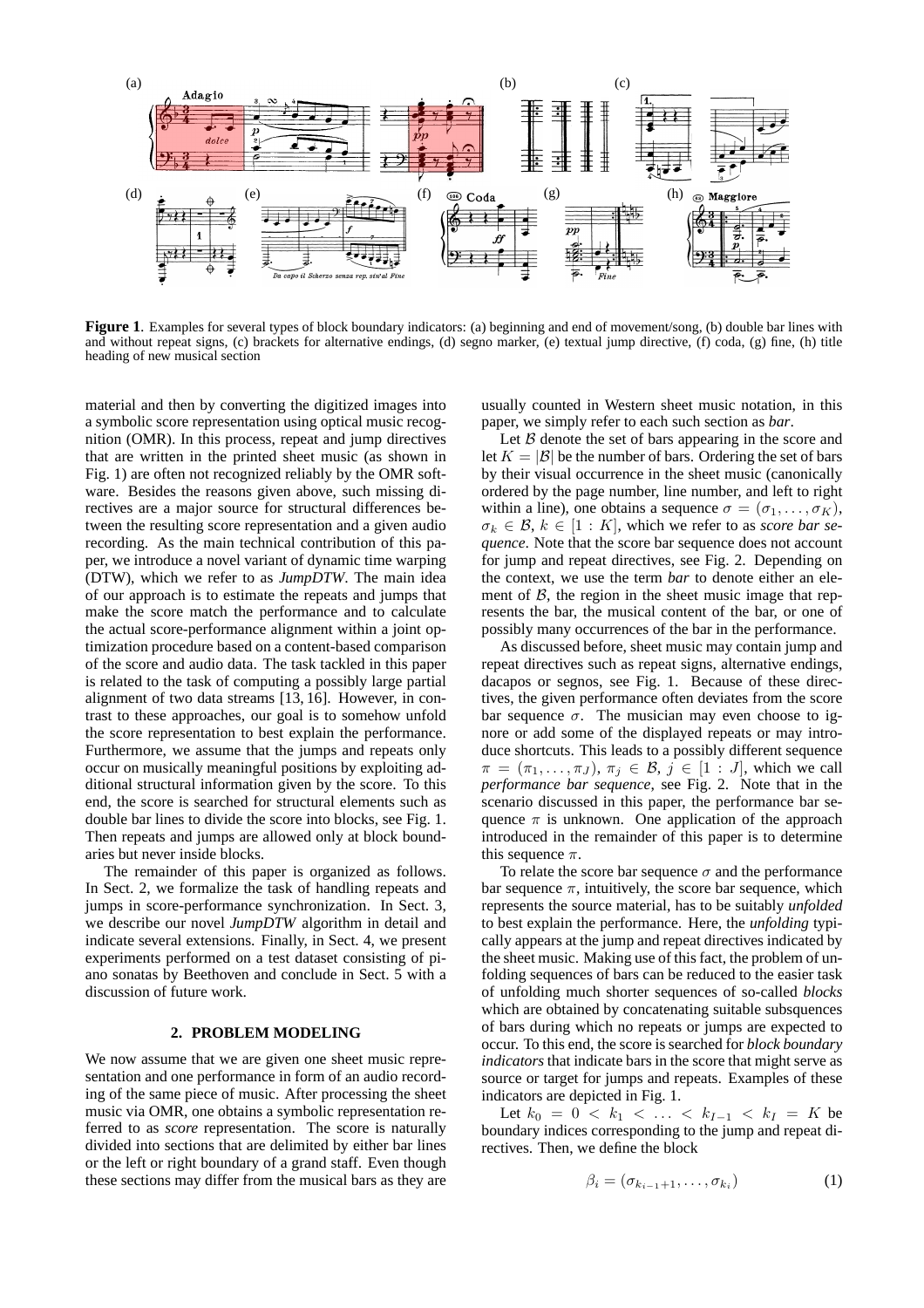**Figure 1**. Examples for several types of block boundary indicators: (a) beginning and end of movement/song, (b) double bar lines with and without repeat signs, (c) brackets for alternative endings, (d) segno marker, (e) textual jump directive, (f) coda, (g) fine, (h) title heading of new musical section

material and then by converting the digitized images into a symbolic score representation using optical music recognition (OMR). In this process, repeat and jump directives that are written in the printed sheet music (as shown in Fig. 1) are often not recognized reliably by the OMR software. Besides the reasons given above, such missing directives are a major source for structural differences between the resulting score representation and a given audio recording. As the main technical contribution of this paper, we introduce a novel variant of dynamic time warping (DTW), which we refer to as *JumpDTW*. The main idea of our approach is to estimate the repeats and jumps that make the score match the performance and to calculate the actual score-performance alignment within a joint optimization procedure based on a content-based comparison of the score and audio data. The task tackled in this paper is related to the task of computing a possibly large partial alignment of two data streams [13, 16]. However, in contrast to these approaches, our goal is to somehow unfold the score representation to best explain the performance. Furthermore, we assume that the jumps and repeats only occur on musically meaningful positions by exploiting additional structural information given by the score. To this end, the score is searched for structural elements such as double bar lines to divide the score into blocks, see Fig. 1. Then repeats and jumps are allowed only at block boundaries but never inside blocks.

The remainder of this paper is organized as follows. In Sect. 2, we formalize the task of handling repeats and jumps in score-performance synchronization. In Sect. 3, we describe our novel *JumpDTW* algorithm in detail and indicate several extensions. Finally, in Sect. 4, we present experiments performed on a test dataset consisting of piano sonatas by Beethoven and conclude in Sect. 5 with a discussion of future work.

## 2. PROBLEM MODELING

We now assume that we are given one sheet music representation and one performance in form of an audio recording of the same piece of music. After processing the sheet music via OMR, one obtains a symbolic representation referred to as *score* representation. The score is naturally divided into sections that are delimited by either bar lines or the left or right boundary of a grand staff. Even though these sections may differ from the musical bars as they are usually counted in Western sheet music notation, in this paper, we simply refer to each such section as *bar*.

Let $\mathcal{B}$ denote the set of bars appearing in the score and let $K = |\mathcal{B}|$ be the number of bars. Ordering the set of bars by their visual occurrence in the sheet music (canonically ordered by the page number, line number, and left to right within a line), one obtains a sequence $\sigma = (\sigma_1, \ldots, \sigma_K)$, $\sigma_k \in \mathcal{B}$, $k \in [1 : K]$, which we refer to as *score bar sequence*. Note that the score bar sequence does not account for jump and repeat directives, see Fig. 2. Depending on the context, we use the term *bar* to denote either an element of $\mathcal{B}$, the region in the sheet music image that represents the bar, the musical content of the bar, or one of possibly many occurrences of the bar in the performance.

As discussed before, sheet music may contain jump and repeat directives such as repeat signs, alternative endings, dacapos or segnos, see Fig. 1. Because of these directives, the given performance often deviates from the score bar sequence $\sigma$. The musician may even choose to ignore or add some of the displayed repeats or may introduce shortcuts. This leads to a possibly different sequence $\pi = (\pi_1, \ldots, \pi_J)$, $\pi_j \in \mathcal{B}$, $j \in [1 : J]$, which we call *performance bar sequence*, see Fig. 2. Note that in the scenario discussed in this paper, the performance bar sequence $\pi$ is unknown. One application of the approach introduced in the remainder of this paper is to determine this sequence $\pi$.

To relate the score bar sequence $\sigma$ and the performance bar sequence $\pi$, intuitively, the score bar sequence, which represents the source material, has to be suitably *unfolded* to best explain the performance. Here, the *unfolding* typically appears at the jump and repeat directives indicated by the sheet music. Making use of this fact, the problem of unfolding sequences of bars can be reduced to the easier task of unfolding much shorter sequences of so-called *blocks* which are obtained by concatenating suitable subsequences of bars during which no repeats or jumps are expected to occur. To this end, the score is searched for *block boundary indicators* that indicate bars in the score that might serve as source or target for jumps and repeats. Examples of these indicators are depicted in Fig. 1.

Let $k_0 = 0 < k_1 < \ldots < k_{I-1} < k_I = K$ be boundary indices corresponding to the jump and repeat directives. Then, we define the block

$$\beta_i = (\sigma_{k_{i-1}+1}, \ldots, \sigma_{k_i}) \tag{1}$$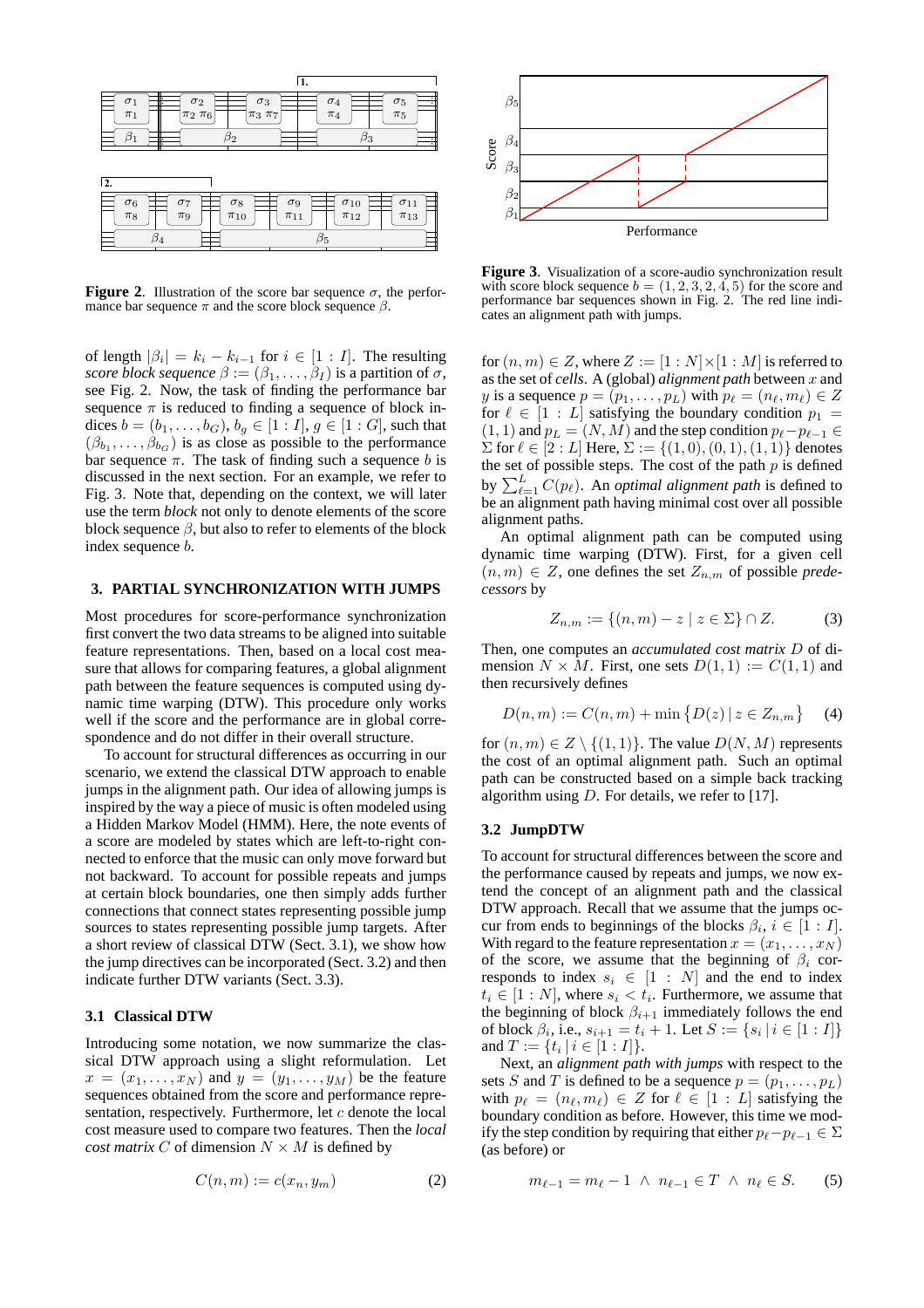**Figure 2**. Illustration of the score bar sequence $\sigma$, the performance bar sequence $\pi$ and the score block sequence $\beta$.

of length $|\beta_i| = k_i - k_{i-1}$ for $i \in [1:I]$. The resulting *score block sequence* $\beta := (\beta_1, \ldots, \beta_I)$ is a partition of $\sigma$, see Fig. 2. Now, the task of finding the performance bar sequence $\pi$ is reduced to finding a sequence of block indices $b = (b_1, \ldots, b_G)$, $b_g \in [1:I]$, $g \in [1:G]$, such that $(\beta_{b_1}, \ldots, \beta_{b_G})$ is as close as possible to the performance bar sequence $\pi$. The task of finding such a sequence $b$ is discussed in the next section. For an example, we refer to Fig. 3. Note that, depending on the context, we will later use the term *block* not only to denote elements of the score block sequence $\beta$, but also to refer to elements of the block index sequence $b$.

## 3. PARTIAL SYNCHRONIZATION WITH JUMPS

Most procedures for score-performance synchronization first convert the two data streams to be aligned into suitable feature representations. Then, based on a local cost measure that allows for comparing features, a global alignment path between the feature sequences is computed using dynamic time warping (DTW). This procedure only works well if the score and the performance are in global correspondence and do not differ in their overall structure.

To account for structural differences as occurring in our scenario, we extend the classical DTW approach to enable jumps in the alignment path. Our idea of allowing jumps is inspired by the way a piece of music is often modeled using a Hidden Markov Model (HMM). Here, the note events of a score are modeled by states which are left-to-right connected to enforce that the music can only move forward but not backward. To account for possible repeats and jumps at certain block boundaries, one then simply adds further connections that connect states representing possible jump sources to states representing possible jump targets. After a short review of classical DTW (Sect. 3.1), we show how the jump directives can be incorporated (Sect. 3.2) and then indicate further DTW variants (Sect. 3.3).

### 3.1 Classical DTW

Introducing some notation, we now summarize the classical DTW approach using a slight reformulation. Let $x = (x_1, \ldots, x_N)$ and $y = (y_1, \ldots, y_M)$ be the feature sequences obtained from the score and performance representation, respectively. Furthermore, let $c$ denote the local cost measure used to compare two features. Then the *local cost matrix* $C$ of dimension $N \times M$ is defined by

$$C(n,m) := c(x_n, y_m) \tag{2}$$

**Figure 3**. Visualization of a score-audio synchronization result with score block sequence $b = (1, 2, 3, 2, 4, 5)$ for the score and performance bar sequences shown in Fig. 2. The red line indicates an alignment path with jumps.

for $(n, m) \in Z$, where $Z := [1:N] \times [1:M]$ is referred to as the set of *cells*. A (global) *alignment path* between $x$ and $y$ is a sequence $p = (p_1, \ldots, p_L)$ with $p_\ell = (n_\ell, m_\ell) \in Z$ for $\ell \in [1:L]$ satisfying the boundary condition $p_1 = (1,1)$ and $p_L = (N, M)$ and the step condition $p_\ell - p_{\ell-1} \in \Sigma$ for $\ell \in [2:L]$ Here, $\Sigma := \{(1,0), (0,1), (1,1)\}$ denotes the set of possible steps. The cost of the path $p$ is defined by $\sum_{\ell=1}^{L} C(p_\ell)$. An *optimal alignment path* is defined to be an alignment path having minimal cost over all possible alignment paths.

An optimal alignment path can be computed using dynamic time warping (DTW). First, for a given cell $(n, m) \in Z$, one defines the set $Z_{n,m}$ of possible *predecessors* by

$$Z_{n,m} := \{(n,m) - z \mid z \in \Sigma\} \cap Z. \tag{3}$$

Then, one computes an *accumulated cost matrix* $D$ of dimension $N \times M$. First, one sets $D(1,1) := C(1,1)$ and then recursively defines

$$D(n,m) := C(n,m) + \min\left\{D(z) \mid z \in Z_{n,m}\right\} \tag{4}$$

for $(n,m) \in Z \setminus \{(1,1)\}$. The value $D(N,M)$ represents the cost of an optimal alignment path. Such an optimal path can be constructed based on a simple back tracking algorithm using $D$. For details, we refer to [17].

### 3.2 JumpDTW

To account for structural differences between the score and the performance caused by repeats and jumps, we now extend the concept of an alignment path and the classical DTW approach. Recall that we assume that the jumps occur from ends to beginnings of the blocks $\beta_i$, $i \in [1:I]$. With regard to the feature representation $x = (x_1, \ldots, x_N)$ of the score, we assume that the beginning of $\beta_i$ corresponds to index $s_i \in [1:N]$ and the end to index $t_i \in [1:N]$, where $s_i < t_i$. Furthermore, we assume that the beginning of block $\beta_{i+1}$ immediately follows the end of block $\beta_i$, i.e., $s_{i+1} = t_i + 1$. Let $S := \{s_i \mid i \in [1:I]\}$ and $T := \{t_i \mid i \in [1:I]\}$.

Next, an *alignment path with jumps* with respect to the sets $S$ and $T$ is defined to be a sequence $p = (p_1, \ldots, p_L)$ with $p_\ell = (n_\ell, m_\ell) \in Z$ for $\ell \in [1:L]$ satisfying the boundary condition as before. However, this time we modify the step condition by requiring that either $p_\ell - p_{\ell-1} \in \Sigma$ (as before) or

$$m_{\ell-1} = m_\ell - 1 \ \wedge \ n_{\ell-1} \in T \ \wedge \ n_\ell \in S. \tag{5}$$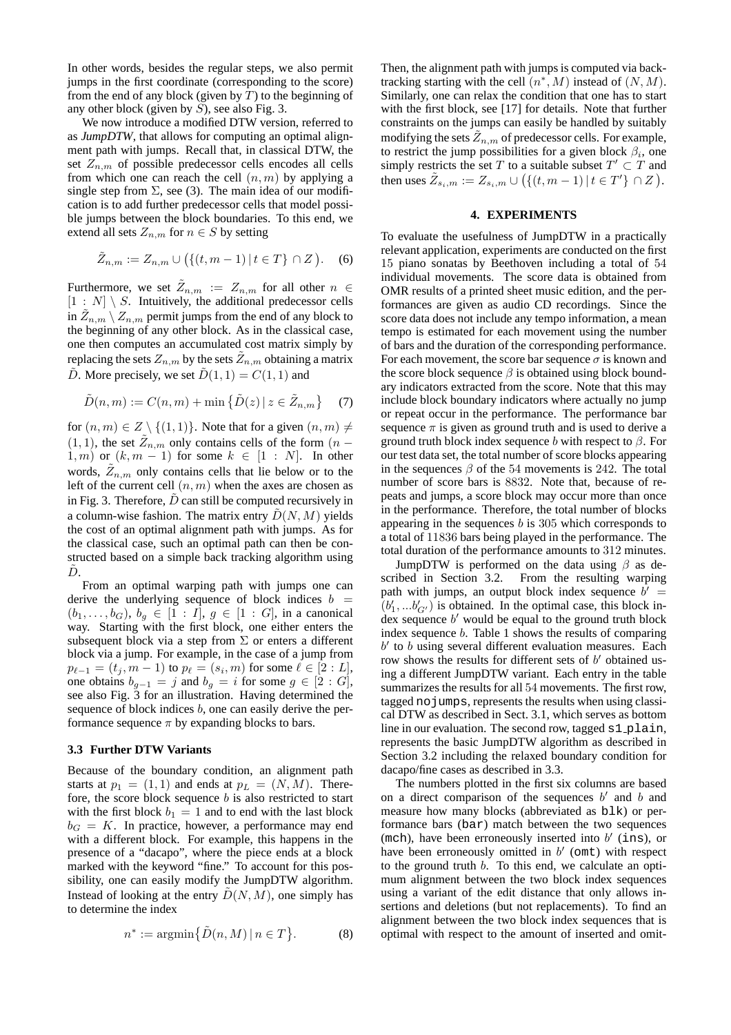In other words, besides the regular steps, we also permit jumps in the first coordinate (corresponding to the score) from the end of any block (given by $T$) to the beginning of any other block (given by $S$), see also Fig. 3.

We now introduce a modified DTW version, referred to as *JumpDTW*, that allows for computing an optimal alignment path with jumps. Recall that, in classical DTW, the set $Z_{n,m}$ of possible predecessor cells encodes all cells from which one can reach the cell $(n,m)$ by applying a single step from $\Sigma$, see (3). The main idea of our modification is to add further predecessor cells that model possible jumps between the block boundaries. To this end, we extend all sets $Z_{n,m}$ for $n \in S$ by setting

$$\tilde{Z}_{n,m} := Z_{n,m} \cup \left(\{(t, m-1) \,|\, t \in T\} \cap Z\right). \quad (6)$$

Furthermore, we set $\tilde{Z}_{n,m} := Z_{n,m}$ for all other $n \in [1:N] \setminus S$. Intuitively, the additional predecessor cells in $\tilde{Z}_{n,m} \setminus Z_{n,m}$ permit jumps from the end of any block to the beginning of any other block. As in the classical case, one then computes an accumulated cost matrix simply by replacing the sets $Z_{n,m}$ by the sets $\tilde{Z}_{n,m}$ obtaining a matrix $\tilde{D}$. More precisely, we set $\tilde{D}(1,1) = C(1,1)$ and

$$\tilde{D}(n,m) := C(n,m) + \min\left\{\tilde{D}(z) \,|\, z \in \tilde{Z}_{n,m}\right\} \quad (7)$$

for $(n,m) \in Z \setminus \{(1,1)\}$. Note that for a given $(n,m) \neq (1,1)$, the set $\tilde{Z}_{n,m}$ only contains cells of the form $(n-1,m)$ or $(k, m-1)$ for some $k \in [1:N]$. In other words, $\tilde{Z}_{n,m}$ only contains cells that lie below or to the left of the current cell $(n,m)$ when the axes are chosen as in Fig. 3. Therefore, $\tilde{D}$ can still be computed recursively in a column-wise fashion. The matrix entry $\tilde{D}(N,M)$ yields the cost of an optimal alignment path with jumps. As for the classical case, such an optimal path can then be constructed based on a simple back tracking algorithm using $\tilde{D}$.

From an optimal warping path with jumps one can derive the underlying sequence of block indices $b = (b_1, \ldots, b_G)$, $b_g \in [1:I]$, $g \in [1:G]$, in a canonical way. Starting with the first block, one either enters the subsequent block via a step from $\Sigma$ or enters a different block via a jump. For example, in the case of a jump from $p_{\ell-1} = (t_j, m-1)$ to $p_\ell = (s_i, m)$ for some $\ell \in [2:L]$, one obtains $b_{g-1} = j$ and $b_g = i$ for some $g \in [2:G]$, see also Fig. 3 for an illustration. Having determined the sequence of block indices $b$, one can easily derive the performance sequence $\pi$ by expanding blocks to bars.

### 3.3 Further DTW Variants

Because of the boundary condition, an alignment path starts at $p_1 = (1,1)$ and ends at $p_L = (N,M)$. Therefore, the score block sequence $b$ is also restricted to start with the first block $b_1 = 1$ and to end with the last block $b_G = K$. In practice, however, a performance may end with a different block. For example, this happens in the presence of a "dacapo", where the piece ends at a block marked with the keyword "fine." To account for this possibility, one can easily modify the JumpDTW algorithm. Instead of looking at the entry $\tilde{D}(N,M)$, one simply has to determine the index

$$n^* := \mathrm{argmin}\left\{\tilde{D}(n,M) \,|\, n \in T\right\}. \quad (8)$$

Then, the alignment path with jumps is computed via backtracking starting with the cell $(n^*, M)$ instead of $(N,M)$. Similarly, one can relax the condition that one has to start with the first block, see [17] for details. Note that further constraints on the jumps can easily be handled by suitably modifying the sets $\tilde{Z}_{n,m}$ of predecessor cells. For example, to restrict the jump possibilities for a given block $\beta_i$, one simply restricts the set $T$ to a suitable subset $T' \subset T$ and then uses $\tilde{Z}_{s_i,m} := Z_{s_i,m} \cup \left(\{(t, m-1) \,|\, t \in T'\} \cap Z\right)$.

## 4. EXPERIMENTS

To evaluate the usefulness of JumpDTW in a practically relevant application, experiments are conducted on the first 15 piano sonatas by Beethoven including a total of 54 individual movements. The score data is obtained from OMR results of a printed sheet music edition, and the performances are given as audio CD recordings. Since the score data does not include any tempo information, a mean tempo is estimated for each movement using the number of bars and the duration of the corresponding performance. For each movement, the score bar sequence $\sigma$ is known and the score block sequence $\beta$ is obtained using block boundary indicators extracted from the score. Note that this may include block boundary indicators where actually no jump or repeat occur in the performance. The performance bar sequence $\pi$ is given as ground truth and is used to derive a ground truth block index sequence $b$ with respect to $\beta$. For our test data set, the total number of score blocks appearing in the sequences $\beta$ of the 54 movements is 242. The total number of score bars is 8832. Note that, because of repeats and jumps, a score block may occur more than once in the performance. Therefore, the total number of blocks appearing in the sequences $b$ is 305 which corresponds to a total of 11836 bars being played in the performance. The total duration of the performance amounts to 312 minutes.

JumpDTW is performed on the data using $\beta$ as described in Section 3.2. From the resulting warping path with jumps, an output block index sequence $b' = (b'_1, \ldots b'_{G'})$ is obtained. In the optimal case, this block index sequence $b'$ would be equal to the ground truth block index sequence $b$. Table 1 shows the results of comparing $b'$ to $b$ using several different evaluation measures. Each row shows the results for different sets of $b'$ obtained using a different JumpDTW variant. Each entry in the table summarizes the results for all 54 movements. The first row, tagged `nojumps`, represents the results when using classical DTW as described in Sect. 3.1, which serves as bottom line in our evaluation. The second row, tagged `s1_plain`, represents the basic JumpDTW algorithm as described in Section 3.2 including the relaxed boundary condition for dacapo/fine cases as described in 3.3.

The numbers plotted in the first six columns are based on a direct comparison of the sequences $b'$ and $b$ and measure how many blocks (abbreviated as `blk`) or performance bars (`bar`) match between the two sequences (`mch`), have been erroneously inserted into $b'$ (`ins`), or have been erroneously omitted in $b'$ (`omt`) with respect to the ground truth $b$. To this end, we calculate an optimum alignment between the two block index sequences using a variant of the edit distance that only allows insertions and deletions (but not replacements). To find an alignment between the two block index sequences that is optimal with respect to the amount of inserted and omit-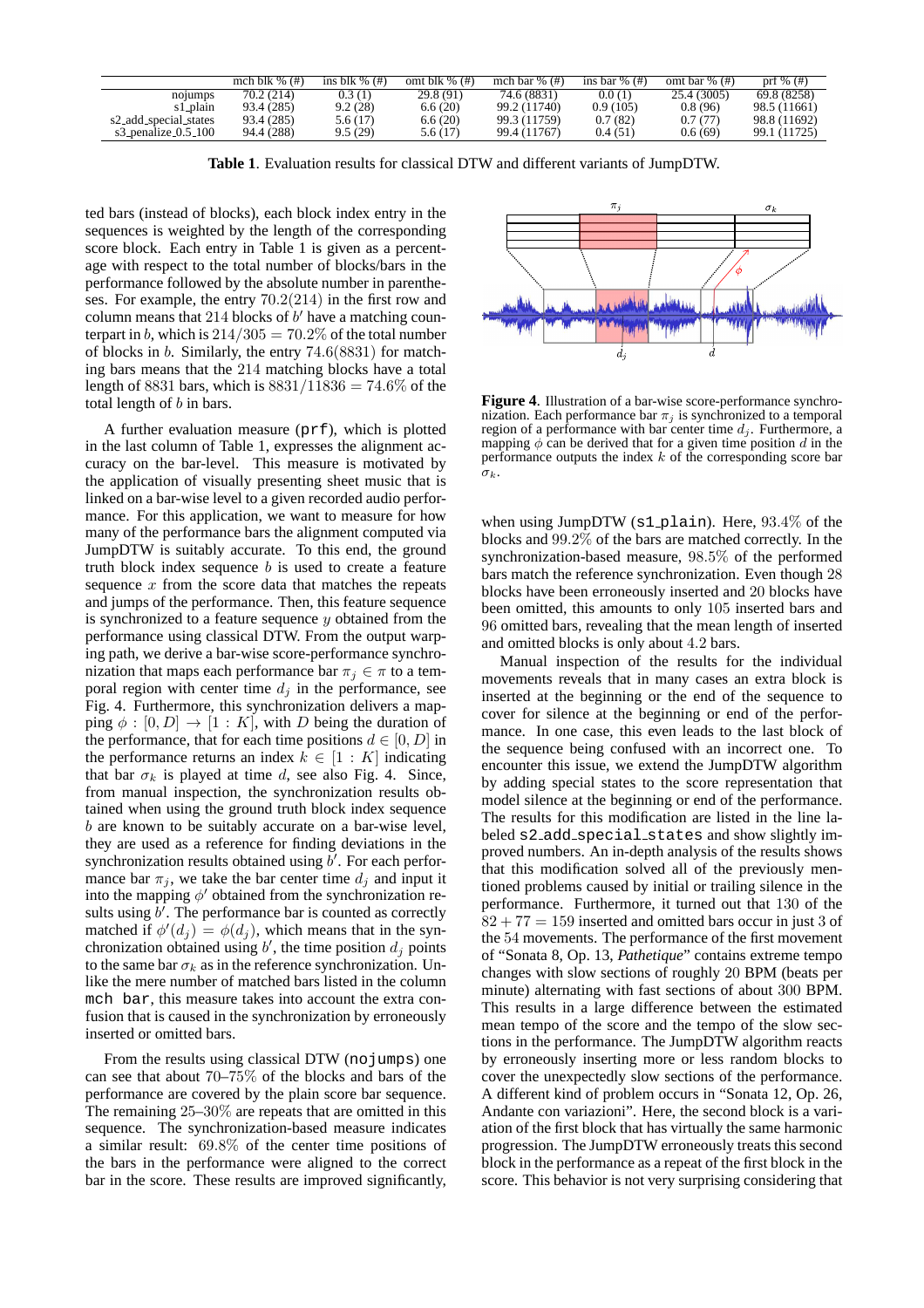|  | mch blk % (#) | ins blk % (#) | omt blk % (#) | mch bar % (#) | ins bar % (#) | omt bar % (#) | prf % (#) |
|---|---|---|---|---|---|---|---|
| nojumps | 70.2 (214) | 0.3 (1) | 29.8 (91) | 74.6 (8831) | 0.0 (1) | 25.4 (3005) | 69.8 (8258) |
| s1_plain | 93.4 (285) | 9.2 (28) | 6.6 (20) | 99.2 (11740) | 0.9 (105) | 0.8 (96) | 98.5 (11661) |
| s2_add_special_states | 93.4 (285) | 5.6 (17) | 6.6 (20) | 99.3 (11759) | 0.7 (82) | 0.7 (77) | 98.8 (11692) |
| s3_penalize_0.5_100 | 94.4 (288) | 9.5 (29) | 5.6 (17) | 99.4 (11767) | 0.4 (51) | 0.6 (69) | 99.1 (11725) |

**Table 1**. Evaluation results for classical DTW and different variants of JumpDTW.

ted bars (instead of blocks), each block index entry in the sequences is weighted by the length of the corresponding score block. Each entry in Table 1 is given as a percentage with respect to the total number of blocks/bars in the performance followed by the absolute number in parentheses. For example, the entry $70.2(214)$ in the first row and column means that 214 blocks of $b'$ have a matching counterpart in $b$, which is $214/305 = 70.2\%$ of the total number of blocks in $b$. Similarly, the entry $74.6(8831)$ for matching bars means that the 214 matching blocks have a total length of 8831 bars, which is $8831/11836 = 74.6\%$ of the total length of $b$ in bars.

A further evaluation measure (`prf`), which is plotted in the last column of Table 1, expresses the alignment accuracy on the bar-level. This measure is motivated by the application of visually presenting sheet music that is linked on a bar-wise level to a given recorded audio performance. For this application, we want to measure for how many of the performance bars the alignment computed via JumpDTW is suitably accurate. To this end, the ground truth block index sequence $b$ is used to create a feature sequence $x$ from the score data that matches the repeats and jumps of the performance. Then, this feature sequence is synchronized to a feature sequence $y$ obtained from the performance using classical DTW. From the output warping path, we derive a bar-wise score-performance synchronization that maps each performance bar $\pi_j \in \pi$ to a temporal region with center time $d_j$ in the performance, see Fig. 4. Furthermore, this synchronization delivers a mapping $\phi : [0, D] \rightarrow [1 : K]$, with $D$ being the duration of the performance, that for each time positions $d \in [0, D]$ in the performance returns an index $k \in [1 : K]$ indicating that bar $\sigma_k$ is played at time $d$, see also Fig. 4. Since, from manual inspection, the synchronization results obtained when using the ground truth block index sequence $b$ are known to be suitably accurate on a bar-wise level, they are used as a reference for finding deviations in the synchronization results obtained using $b'$. For each performance bar $\pi_j$, we take the bar center time $d_j$ and input it into the mapping $\phi'$ obtained from the synchronization results using $b'$. The performance bar is counted as correctly matched if $\phi'(d_j) = \phi(d_j)$, which means that in the synchronization obtained using $b'$, the time position $d_j$ points to the same bar $\sigma_k$ as in the reference synchronization. Unlike the mere number of matched bars listed in the column `mch bar`, this measure takes into account the extra confusion that is caused in the synchronization by erroneously inserted or omitted bars.

From the results using classical DTW (`nojumps`) one can see that about 70–75% of the blocks and bars of the performance are covered by the plain score bar sequence. The remaining 25–30% are repeats that are omitted in this sequence. The synchronization-based measure indicates a similar result: $69.8\%$ of the center time positions of the bars in the performance were aligned to the correct bar in the score. These results are improved significantly,

Figure 4. Illustration of a bar-wise score-performance synchronization. Each performance bar $\pi_j$ is synchronized to a temporal region of a performance with bar center time $d_j$. Furthermore, a mapping $\phi$ can be derived that for a given time position $d$ in the performance outputs the index $k$ of the corresponding score bar $\sigma_k$.

when using JumpDTW (`s1_plain`). Here, $93.4\%$ of the blocks and $99.2\%$ of the bars are matched correctly. In the synchronization-based measure, $98.5\%$ of the performed bars match the reference synchronization. Even though 28 blocks have been erroneously inserted and 20 blocks have been omitted, this amounts to only 105 inserted bars and 96 omitted bars, revealing that the mean length of inserted and omitted blocks is only about 4.2 bars.

Manual inspection of the results for the individual movements reveals that in many cases an extra block is inserted at the beginning or the end of the sequence to cover for silence at the beginning or end of the performance. In one case, this even leads to the last block of the sequence being confused with an incorrect one. To encounter this issue, we extend the JumpDTW algorithm by adding special states to the score representation that model silence at the beginning or end of the performance. The results for this modification are listed in the line labeled `s2_add_special_states` and show slightly improved numbers. An in-depth analysis of the results shows that this modification solved all of the previously mentioned problems caused by initial or trailing silence in the performance. Furthermore, it turned out that 130 of the $82 + 77 = 159$ inserted and omitted bars occur in just 3 of the 54 movements. The performance of the first movement of "Sonata 8, Op. 13, *Pathetique*" contains extreme tempo changes with slow sections of roughly 20 BPM (beats per minute) alternating with fast sections of about 300 BPM. This results in a large difference between the estimated mean tempo of the score and the tempo of the slow sections in the performance. The JumpDTW algorithm reacts by erroneously inserting more or less random blocks to cover the unexpectedly slow sections of the performance. A different kind of problem occurs in "Sonata 12, Op. 26, Andante con variazioni". Here, the second block is a variation of the first block that has virtually the same harmonic progression. The JumpDTW erroneously treats this second block in the performance as a repeat of the first block in the score. This behavior is not very surprising considering that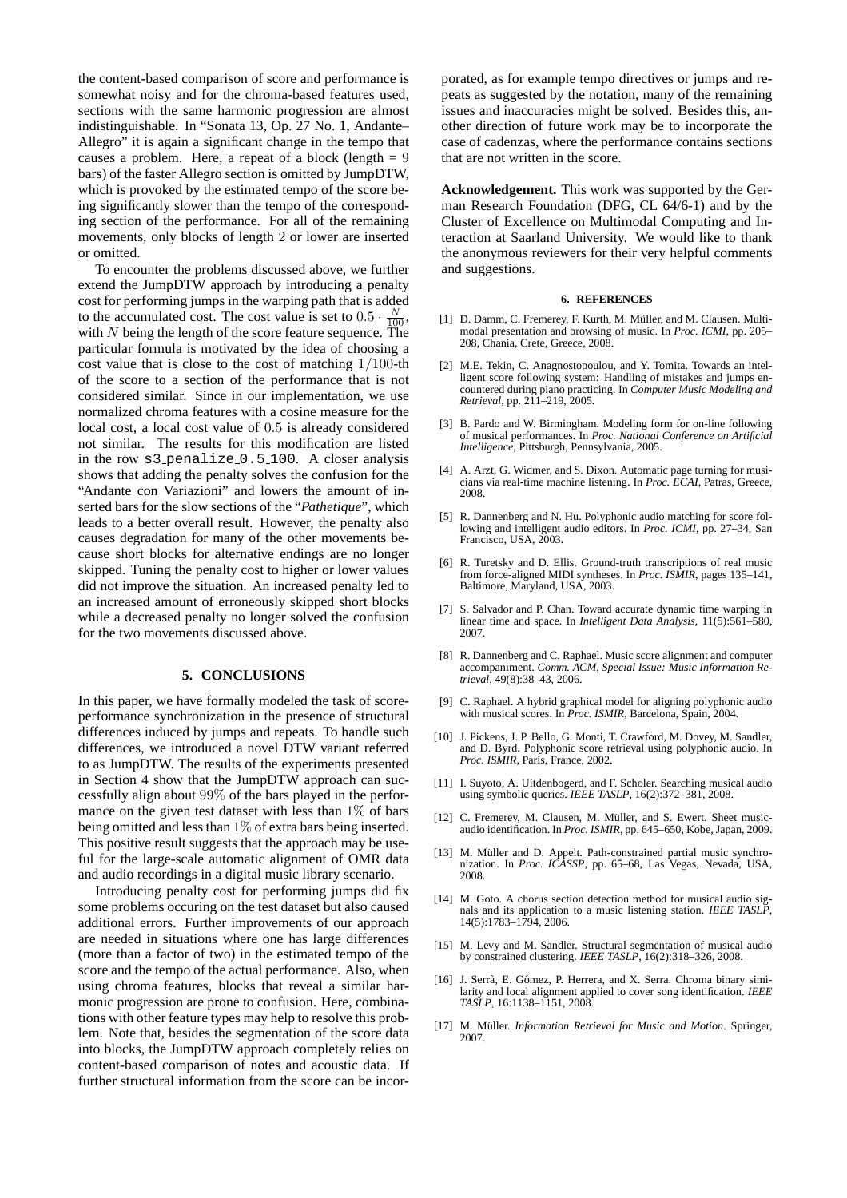the content-based comparison of score and performance is somewhat noisy and for the chroma-based features used, sections with the same harmonic progression are almost indistinguishable. In "Sonata 13, Op. 27 No. 1, Andante–Allegro" it is again a significant change in the tempo that causes a problem. Here, a repeat of a block (length = $9$ bars) of the faster Allegro section is omitted by JumpDTW, which is provoked by the estimated tempo of the score being significantly slower than the tempo of the corresponding section of the performance. For all of the remaining movements, only blocks of length $2$ or lower are inserted or omitted.

To encounter the problems discussed above, we further extend the JumpDTW approach by introducing a penalty cost for performing jumps in the warping path that is added to the accumulated cost. The cost value is set to $0.5 \cdot \frac{N}{100}$, with $N$ being the length of the score feature sequence. The particular formula is motivated by the idea of choosing a cost value that is close to the cost of matching $1/100$-th of the score to a section of the performance that is not considered similar. Since in our implementation, we use normalized chroma features with a cosine measure for the local cost, a local cost value of $0.5$ is already considered not similar. The results for this modification are listed in the row `s3_penalize_0.5_100`. A closer analysis shows that adding the penalty solves the confusion for the "Andante con Variazioni" and lowers the amount of inserted bars for the slow sections of the "*Pathetique*", which leads to a better overall result. However, the penalty also causes degradation for many of the other movements because short blocks for alternative endings are no longer skipped. Tuning the penalty cost to higher or lower values did not improve the situation. An increased penalty led to an increased amount of erroneously skipped short blocks while a decreased penalty no longer solved the confusion for the two movements discussed above.

## 5. CONCLUSIONS

In this paper, we have formally modeled the task of score-performance synchronization in the presence of structural differences induced by jumps and repeats. To handle such differences, we introduced a novel DTW variant referred to as JumpDTW. The results of the experiments presented in Section 4 show that the JumpDTW approach can successfully align about $99\%$ of the bars played in the performance on the given test dataset with less than $1\%$ of bars being omitted and less than $1\%$ of extra bars being inserted. This positive result suggests that the approach may be useful for the large-scale automatic alignment of OMR data and audio recordings in a digital music library scenario.

Introducing penalty cost for performing jumps did fix some problems occuring on the test dataset but also caused additional errors. Further improvements of our approach are needed in situations where one has large differences (more than a factor of two) in the estimated tempo of the score and the tempo of the actual performance. Also, when using chroma features, blocks that reveal a similar harmonic progression are prone to confusion. Here, combinations with other feature types may help to resolve this problem. Note that, besides the segmentation of the score data into blocks, the JumpDTW approach completely relies on content-based comparison of notes and acoustic data. If further structural information from the score can be incorporated, as for example tempo directives or jumps and repeats as suggested by the notation, many of the remaining issues and inaccuracies might be solved. Besides this, another direction of future work may be to incorporate the case of cadenzas, where the performance contains sections that are not written in the score.

**Acknowledgement.** This work was supported by the German Research Foundation (DFG, CL 64/6-1) and by the Cluster of Excellence on Multimodal Computing and Interaction at Saarland University. We would like to thank the anonymous reviewers for their very helpful comments and suggestions.

## 6. REFERENCES

[1] D. Damm, C. Fremerey, F. Kurth, M. Müller, and M. Clausen. Multimodal presentation and browsing of music. In *Proc. ICMI*, pp. 205–208, Chania, Crete, Greece, 2008.

[2] M.E. Tekin, C. Anagnostopoulou, and Y. Tomita. Towards an intelligent score following system: Handling of mistakes and jumps encountered during piano practicing. In *Computer Music Modeling and Retrieval*, pp. 211–219, 2005.

[3] B. Pardo and W. Birmingham. Modeling form for on-line following of musical performances. In *Proc. National Conference on Artificial Intelligence*, Pittsburgh, Pennsylvania, 2005.

[4] A. Arzt, G. Widmer, and S. Dixon. Automatic page turning for musicians via real-time machine listening. In *Proc. ECAI*, Patras, Greece, 2008.

[5] R. Dannenberg and N. Hu. Polyphonic audio matching for score following and intelligent audio editors. In *Proc. ICMI*, pp. 27–34, San Francisco, USA, 2003.

[6] R. Turetsky and D. Ellis. Ground-truth transcriptions of real music from force-aligned MIDI syntheses. In *Proc. ISMIR*, pages 135–141, Baltimore, Maryland, USA, 2003.

[7] S. Salvador and P. Chan. Toward accurate dynamic time warping in linear time and space. In *Intelligent Data Analysis*, 11(5):561–580, 2007.

[8] R. Dannenberg and C. Raphael. Music score alignment and computer accompaniment. *Comm. ACM, Special Issue: Music Information Retrieval*, 49(8):38–43, 2006.

[9] C. Raphael. A hybrid graphical model for aligning polyphonic audio with musical scores. In *Proc. ISMIR*, Barcelona, Spain, 2004.

[10] J. Pickens, J. P. Bello, G. Monti, T. Crawford, M. Dovey, M. Sandler, and D. Byrd. Polyphonic score retrieval using polyphonic audio. In *Proc. ISMIR*, Paris, France, 2002.

[11] I. Suyoto, A. Uitdenbogerd, and F. Scholer. Searching musical audio using symbolic queries. *IEEE TASLP*, 16(2):372–381, 2008.

[12] C. Fremerey, M. Clausen, M. Müller, and S. Ewert. Sheet music-audio identification. In *Proc. ISMIR*, pp. 645–650, Kobe, Japan, 2009.

[13] M. Müller and D. Appelt. Path-constrained partial music synchronization. In *Proc. ICASSP*, pp. 65–68, Las Vegas, Nevada, USA, 2008.

[14] M. Goto. A chorus section detection method for musical audio signals and its application to a music listening station. *IEEE TASLP*, 14(5):1783–1794, 2006.

[15] M. Levy and M. Sandler. Structural segmentation of musical audio by constrained clustering. *IEEE TASLP*, 16(2):318–326, 2008.

[16] J. Serrà, E. Gómez, P. Herrera, and X. Serra. Chroma binary similarity and local alignment applied to cover song identification. *IEEE TASLP*, 16:1138–1151, 2008.

[17] M. Müller. *Information Retrieval for Music and Motion*. Springer, 2007.